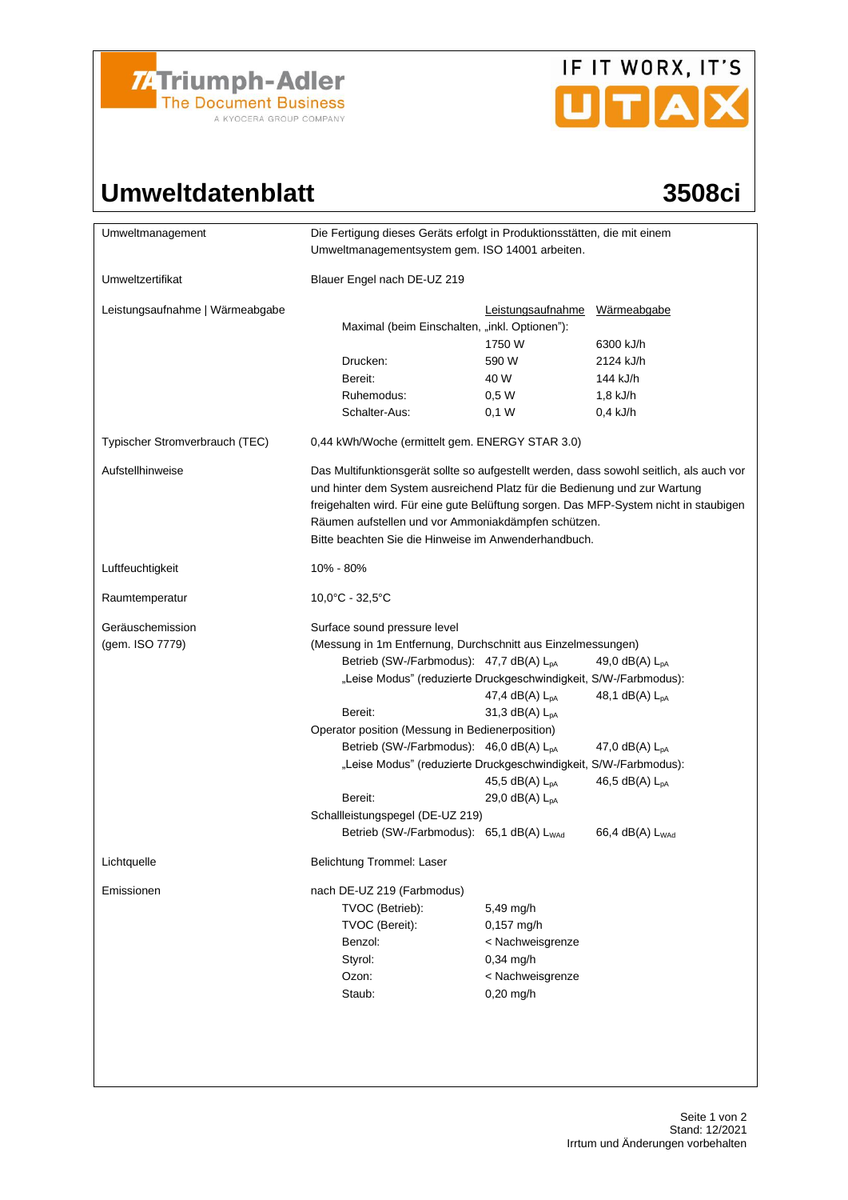Triumph-Adler
The Document Business
A KYOCERA GROUP COMPANY

IF IT WORX, IT'S UTAX

# Umweltdatenblatt 3508ci

| | | | |
|---|---|---|---|
| Umweltmanagement | Die Fertigung dieses Geräts erfolgt in Produktionsstätten, die mit einem Umweltmanagementsystem gem. ISO 14001 arbeiten. | | |
| Umweltzertifikat | Blauer Engel nach DE-UZ 219 | | |
| Leistungsaufnahme \| Wärmeabgabe | | Leistungsaufnahme | Wärmeabgabe |
| | Maximal (beim Einschalten, „inkl. Optionen"): | 1750 W | 6300 kJ/h |
| | Drucken: | 590 W | 2124 kJ/h |
| | Bereit: | 40 W | 144 kJ/h |
| | Ruhemodus: | 0,5 W | 1,8 kJ/h |
| | Schalter-Aus: | 0,1 W | 0,4 kJ/h |
| Typischer Stromverbrauch (TEC) | 0,44 kWh/Woche (ermittelt gem. ENERGY STAR 3.0) | | |
| Aufstellhinweise | Das Multifunktionsgerät sollte so aufgestellt werden, dass sowohl seitlich, als auch vor und hinter dem System ausreichend Platz für die Bedienung und zur Wartung freigehalten wird. Für eine gute Belüftung sorgen. Das MFP-System nicht in staubigen Räumen aufstellen und vor Ammoniakdämpfen schützen. Bitte beachten Sie die Hinweise im Anwenderhandbuch. | | |
| Luftfeuchtigkeit | 10% - 80% | | |
| Raumtemperatur | 10,0°C - 32,5°C | | |
| Geräuschemission (gem. ISO 7779) | Surface sound pressure level (Messung in 1m Entfernung, Durchschnitt aus Einzelmessungen) | | |
| | Betrieb (SW-/Farbmodus): | 47,7 dB(A) $L_{pA}$ | 49,0 dB(A) $L_{pA}$ |
| | „Leise Modus" (reduzierte Druckgeschwindigkeit, S/W-/Farbmodus): | 47,4 dB(A) $L_{pA}$ | 48,1 dB(A) $L_{pA}$ |
| | Bereit: | 31,3 dB(A) $L_{pA}$ | |
| | Operator position (Messung in Bedienerposition) | | |
| | Betrieb (SW-/Farbmodus): | 46,0 dB(A) $L_{pA}$ | 47,0 dB(A) $L_{pA}$ |
| | „Leise Modus" (reduzierte Druckgeschwindigkeit, S/W-/Farbmodus): | 45,5 dB(A) $L_{pA}$ | 46,5 dB(A) $L_{pA}$ |
| | Bereit: | 29,0 dB(A) $L_{pA}$ | |
| | Schallleistungspegel (DE-UZ 219) | | |
| | Betrieb (SW-/Farbmodus): | 65,1 dB(A) $L_{WAd}$ | 66,4 dB(A) $L_{WAd}$ |
| Lichtquelle | Belichtung Trommel: Laser | | |
| Emissionen | nach DE-UZ 219 (Farbmodus) | | |
| | TVOC (Betrieb): | 5,49 mg/h | |
| | TVOC (Bereit): | 0,157 mg/h | |
| | Benzol: | < Nachweisgrenze | |
| | Styrol: | 0,34 mg/h | |
| | Ozon: | < Nachweisgrenze | |
| | Staub: | 0,20 mg/h | |

Stand: 12/2021
Irrtum und Änderungen vorbehalten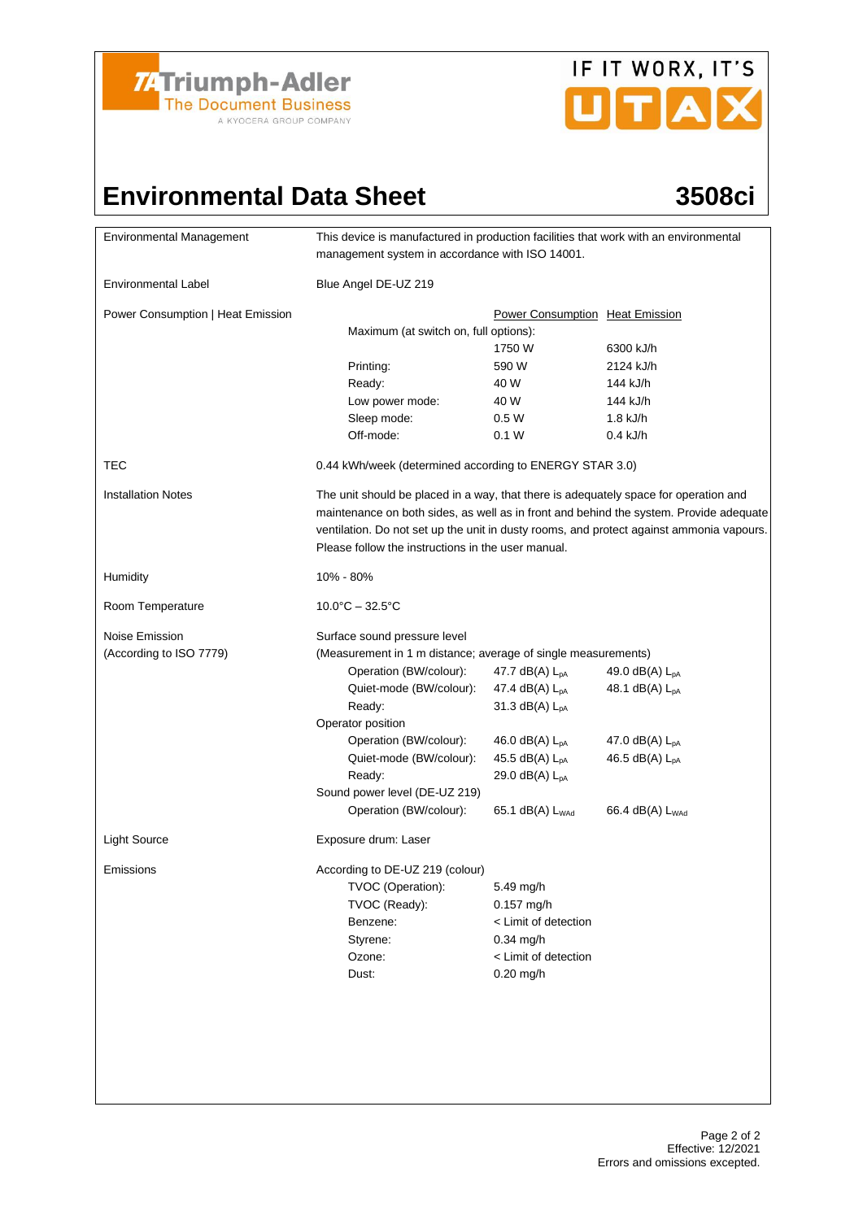Triumph-Adler
The Document Business
A KYOCERA GROUP COMPANY

IF IT WORX, IT'S UTAX

# Environmental Data Sheet 3508ci

| | | | |
|---|---|---|---|
| Environmental Management | This device is manufactured in production facilities that work with an environmental management system in accordance with ISO 14001. | | |
| Environmental Label | Blue Angel DE-UZ 219 | | |
| Power Consumption \| Heat Emission | | Power Consumption | Heat Emission |
| | Maximum (at switch on, full options): | 1750 W | 6300 kJ/h |
| | Printing: | 590 W | 2124 kJ/h |
| | Ready: | 40 W | 144 kJ/h |
| | Low power mode: | 40 W | 144 kJ/h |
| | Sleep mode: | 0.5 W | 1.8 kJ/h |
| | Off-mode: | 0.1 W | 0.4 kJ/h |
| TEC | 0.44 kWh/week (determined according to ENERGY STAR 3.0) | | |
| Installation Notes | The unit should be placed in a way, that there is adequately space for operation and maintenance on both sides, as well as in front and behind the system. Provide adequate ventilation. Do not set up the unit in dusty rooms, and protect against ammonia vapours. Please follow the instructions in the user manual. | | |
| Humidity | 10% - 80% | | |
| Room Temperature | 10.0°C – 32.5°C | | |
| Noise Emission (According to ISO 7779) | Surface sound pressure level (Measurement in 1 m distance; average of single measurements) | | |
| | Operation (BW/colour): | 47.7 dB(A) $L_{pA}$ | 49.0 dB(A) $L_{pA}$ |
| | Quiet-mode (BW/colour): | 47.4 dB(A) $L_{pA}$ | 48.1 dB(A) $L_{pA}$ |
| | Ready: | 31.3 dB(A) $L_{pA}$ | |
| | Operator position | | |
| | Operation (BW/colour): | 46.0 dB(A) $L_{pA}$ | 47.0 dB(A) $L_{pA}$ |
| | Quiet-mode (BW/colour): | 45.5 dB(A) $L_{pA}$ | 46.5 dB(A) $L_{pA}$ |
| | Ready: | 29.0 dB(A) $L_{pA}$ | |
| | Sound power level (DE-UZ 219) | | |
| | Operation (BW/colour): | 65.1 dB(A) $L_{WAd}$ | 66.4 dB(A) $L_{WAd}$ |
| Light Source | Exposure drum: Laser | | |
| Emissions | According to DE-UZ 219 (colour) | | |
| | TVOC (Operation): | 5.49 mg/h | |
| | TVOC (Ready): | 0.157 mg/h | |
| | Benzene: | < Limit of detection | |
| | Styrene: | 0.34 mg/h | |
| | Ozone: | < Limit of detection | |
| | Dust: | 0.20 mg/h | |

Effective: 12/2021
Errors and omissions excepted.